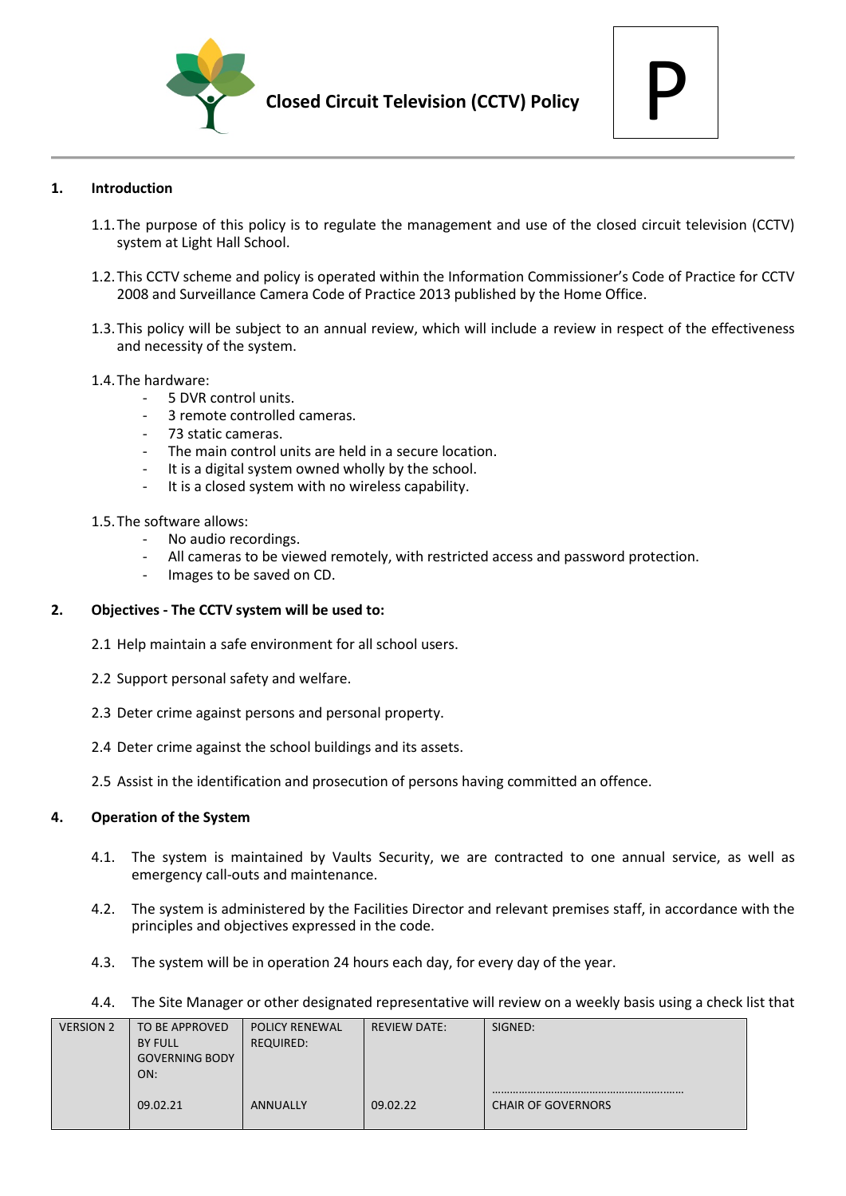# Closed Circuit Television (CCTV) Policy

P

## 1. Introduction

1.1. The purpose of this policy is to regulate the management and use of the closed circuit television (CCTV) system at Light Hall School.

1.2. This CCTV scheme and policy is operated within the Information Commissioner's Code of Practice for CCTV 2008 and Surveillance Camera Code of Practice 2013 published by the Home Office.

1.3. This policy will be subject to an annual review, which will include a review in respect of the effectiveness and necessity of the system.

1.4. The hardware:

- 5 DVR control units.
- 3 remote controlled cameras.
- 73 static cameras.
- The main control units are held in a secure location.
- It is a digital system owned wholly by the school.
- It is a closed system with no wireless capability.

1.5. The software allows:

- No audio recordings.
- All cameras to be viewed remotely, with restricted access and password protection.
- Images to be saved on CD.

## 2. Objectives - The CCTV system will be used to:

2.1 Help maintain a safe environment for all school users.

2.2 Support personal safety and welfare.

2.3 Deter crime against persons and personal property.

2.4 Deter crime against the school buildings and its assets.

2.5 Assist in the identification and prosecution of persons having committed an offence.

## 4. Operation of the System

4.1. The system is maintained by Vaults Security, we are contracted to one annual service, as well as emergency call-outs and maintenance.

4.2. The system is administered by the Facilities Director and relevant premises staff, in accordance with the principles and objectives expressed in the code.

4.3. The system will be in operation 24 hours each day, for every day of the year.

4.4. The Site Manager or other designated representative will review on a weekly basis using a check list that

| VERSION 2 | TO BE APPROVED BY FULL GOVERNING BODY ON: | POLICY RENEWAL REQUIRED: | REVIEW DATE: | SIGNED: |
|---|---|---|---|---|
| | 09.02.21 | ANNUALLY | 09.02.22 | ……………………………………………………… CHAIR OF GOVERNORS |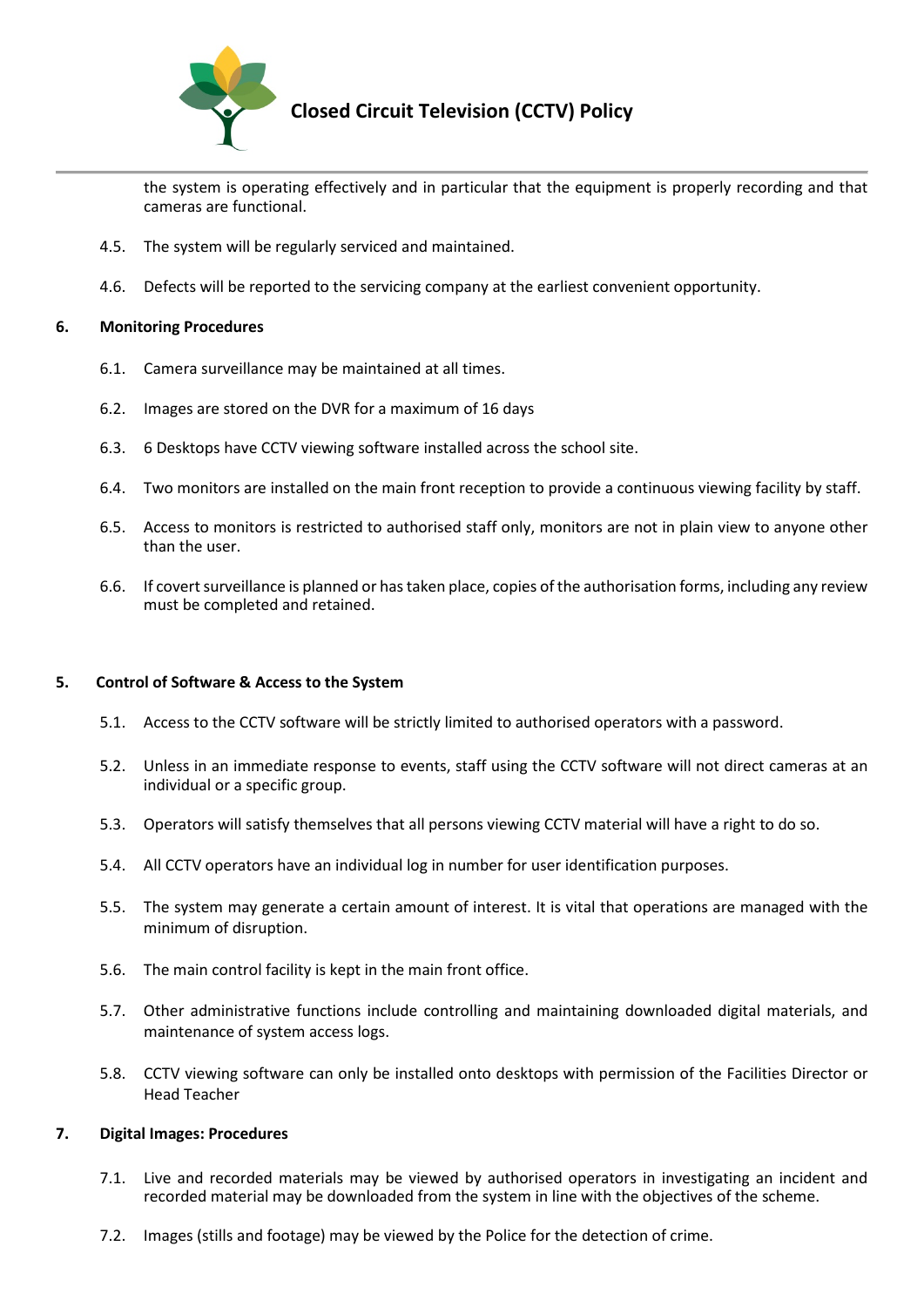the system is operating effectively and in particular that the equipment is properly recording and that cameras are functional.

4.5. The system will be regularly serviced and maintained.

4.6. Defects will be reported to the servicing company at the earliest convenient opportunity.

## 6. Monitoring Procedures

6.1. Camera surveillance may be maintained at all times.

6.2. Images are stored on the DVR for a maximum of 16 days

6.3. 6 Desktops have CCTV viewing software installed across the school site.

6.4. Two monitors are installed on the main front reception to provide a continuous viewing facility by staff.

6.5. Access to monitors is restricted to authorised staff only, monitors are not in plain view to anyone other than the user.

6.6. If covert surveillance is planned or has taken place, copies of the authorisation forms, including any review must be completed and retained.

## 5. Control of Software & Access to the System

5.1. Access to the CCTV software will be strictly limited to authorised operators with a password.

5.2. Unless in an immediate response to events, staff using the CCTV software will not direct cameras at an individual or a specific group.

5.3. Operators will satisfy themselves that all persons viewing CCTV material will have a right to do so.

5.4. All CCTV operators have an individual log in number for user identification purposes.

5.5. The system may generate a certain amount of interest. It is vital that operations are managed with the minimum of disruption.

5.6. The main control facility is kept in the main front office.

5.7. Other administrative functions include controlling and maintaining downloaded digital materials, and maintenance of system access logs.

5.8. CCTV viewing software can only be installed onto desktops with permission of the Facilities Director or Head Teacher

## 7. Digital Images: Procedures

7.1. Live and recorded materials may be viewed by authorised operators in investigating an incident and recorded material may be downloaded from the system in line with the objectives of the scheme.

7.2. Images (stills and footage) may be viewed by the Police for the detection of crime.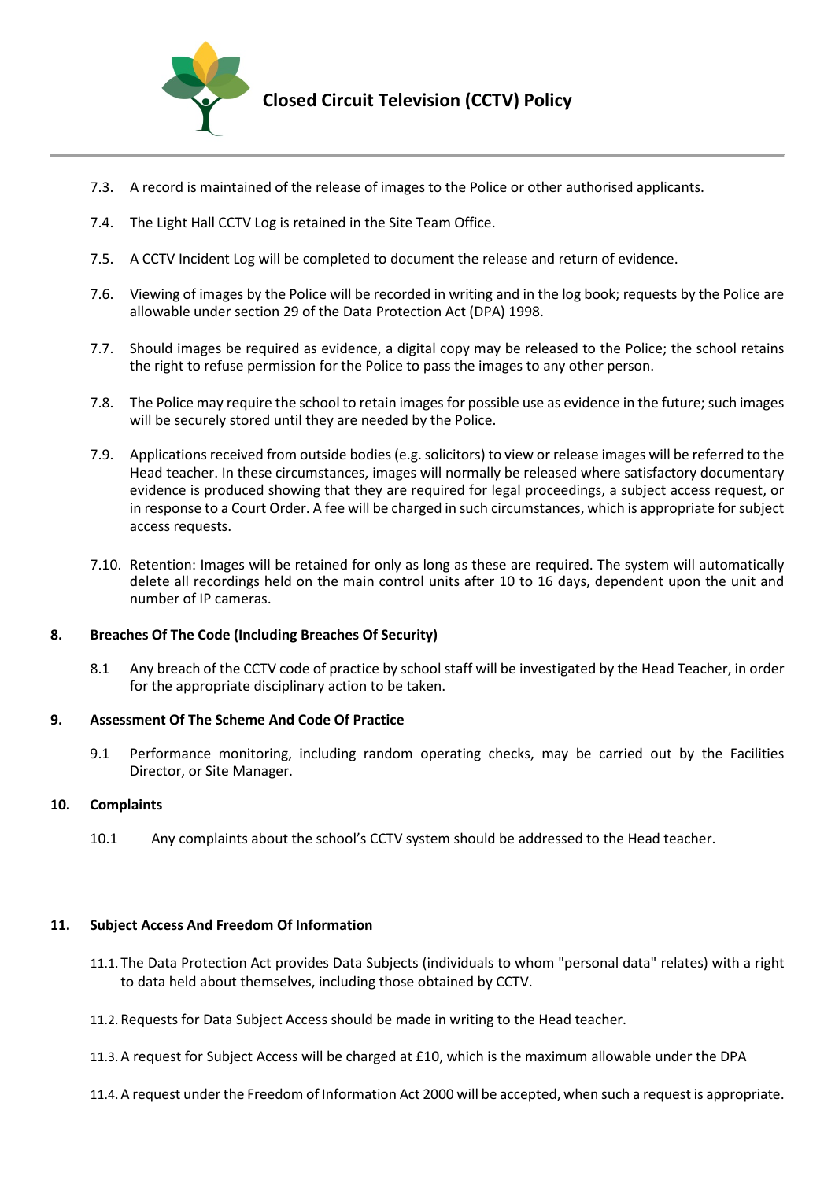7.3. A record is maintained of the release of images to the Police or other authorised applicants.

7.4. The Light Hall CCTV Log is retained in the Site Team Office.

7.5. A CCTV Incident Log will be completed to document the release and return of evidence.

7.6. Viewing of images by the Police will be recorded in writing and in the log book; requests by the Police are allowable under section 29 of the Data Protection Act (DPA) 1998.

7.7. Should images be required as evidence, a digital copy may be released to the Police; the school retains the right to refuse permission for the Police to pass the images to any other person.

7.8. The Police may require the school to retain images for possible use as evidence in the future; such images will be securely stored until they are needed by the Police.

7.9. Applications received from outside bodies (e.g. solicitors) to view or release images will be referred to the Head teacher. In these circumstances, images will normally be released where satisfactory documentary evidence is produced showing that they are required for legal proceedings, a subject access request, or in response to a Court Order. A fee will be charged in such circumstances, which is appropriate for subject access requests.

7.10. Retention: Images will be retained for only as long as these are required. The system will automatically delete all recordings held on the main control units after 10 to 16 days, dependent upon the unit and number of IP cameras.

## 8. Breaches Of The Code (Including Breaches Of Security)

8.1 Any breach of the CCTV code of practice by school staff will be investigated by the Head Teacher, in order for the appropriate disciplinary action to be taken.

## 9. Assessment Of The Scheme And Code Of Practice

9.1 Performance monitoring, including random operating checks, may be carried out by the Facilities Director, or Site Manager.

## 10. Complaints

10.1 Any complaints about the school's CCTV system should be addressed to the Head teacher.

## 11. Subject Access And Freedom Of Information

11.1. The Data Protection Act provides Data Subjects (individuals to whom "personal data" relates) with a right to data held about themselves, including those obtained by CCTV.

11.2. Requests for Data Subject Access should be made in writing to the Head teacher.

11.3. A request for Subject Access will be charged at £10, which is the maximum allowable under the DPA

11.4. A request under the Freedom of Information Act 2000 will be accepted, when such a request is appropriate.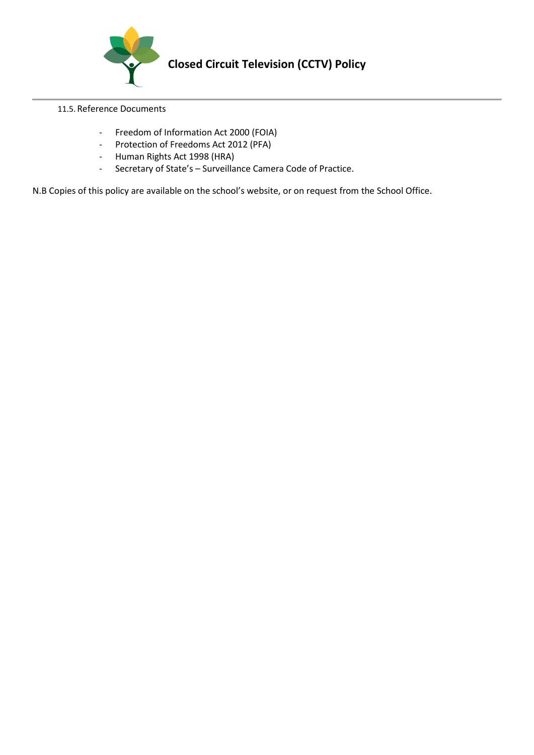11.5. Reference Documents

- Freedom of Information Act 2000 (FOIA)
- Protection of Freedoms Act 2012 (PFA)
- Human Rights Act 1998 (HRA)
- Secretary of State's – Surveillance Camera Code of Practice.

N.B Copies of this policy are available on the school's website, or on request from the School Office.